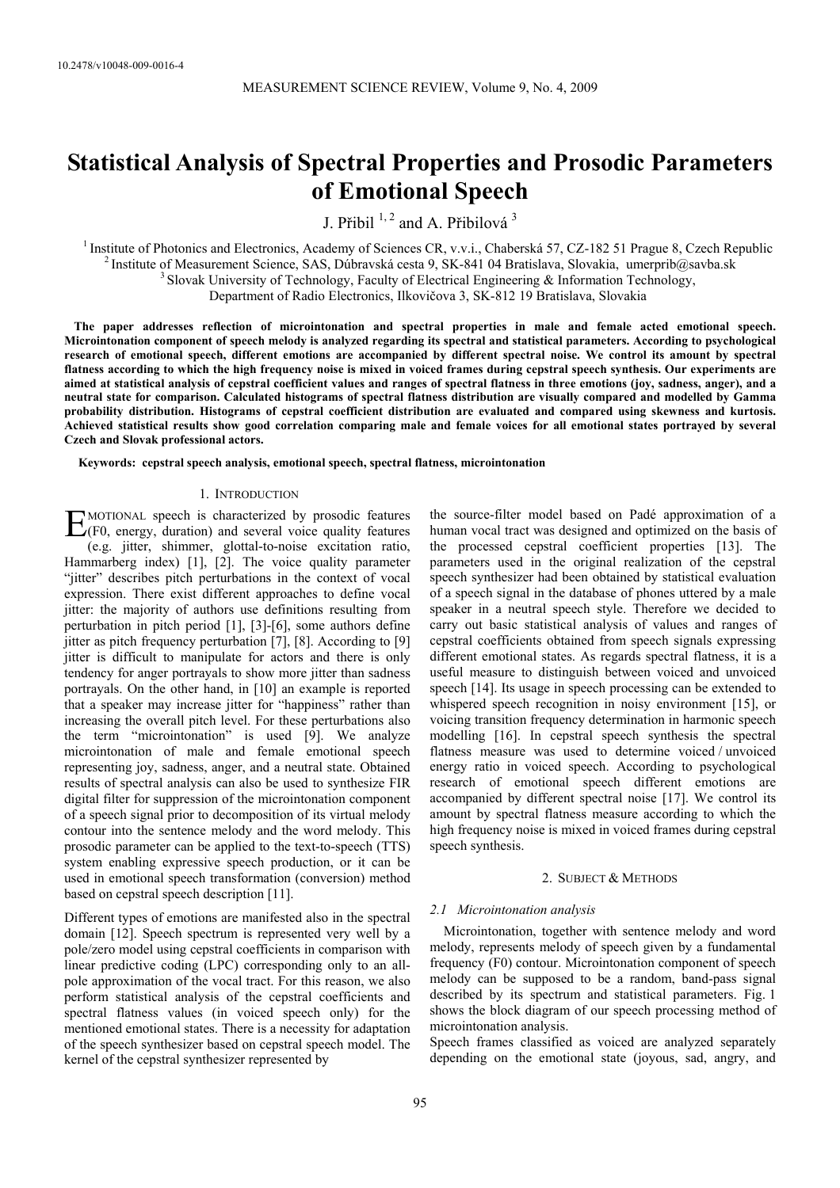# Statistical Analysis of Spectral Properties and Prosodic Parameters of Emotional Speech

J. Přibil [1, 2] and A. Přibilová [3]

[1] Institute of Photonics and Electronics, Academy of Sciences CR, v.v.i., Chaberská 57, CZ-182 51 Prague 8, Czech Republic
[2] Institute of Measurement Science, SAS, Dúbravská cesta 9, SK-841 04 Bratislava, Slovakia, umerprib@savba.sk
[3] Slovak University of Technology, Faculty of Electrical Engineering & Information Technology, Department of Radio Electronics, Ilkovičova 3, SK-812 19 Bratislava, Slovakia

**The paper addresses reflection of microintonation and spectral properties in male and female acted emotional speech. Microintonation component of speech melody is analyzed regarding its spectral and statistical parameters. According to psychological research of emotional speech, different emotions are accompanied by different spectral noise. We control its amount by spectral flatness according to which the high frequency noise is mixed in voiced frames during cepstral speech synthesis. Our experiments are aimed at statistical analysis of cepstral coefficient values and ranges of spectral flatness in three emotions (joy, sadness, anger), and a neutral state for comparison. Calculated histograms of spectral flatness distribution are visually compared and modelled by Gamma probability distribution. Histograms of cepstral coefficient distribution are evaluated and compared using skewness and kurtosis. Achieved statistical results show good correlation comparing male and female voices for all emotional states portrayed by several Czech and Slovak professional actors.**

**Keywords:** cepstral speech analysis, emotional speech, spectral flatness, microintonation

## 1. Introduction

Emotional speech is characterized by prosodic features (F0, energy, duration) and several voice quality features (e.g. jitter, shimmer, glottal-to-noise excitation ratio, Hammarberg index) [1], [2]. The voice quality parameter "jitter" describes pitch perturbations in the context of vocal expression. There exist different approaches to define vocal jitter: the majority of authors use definitions resulting from perturbation in pitch period [1], [3]-[6], some authors define jitter as pitch frequency perturbation [7], [8]. According to [9] jitter is difficult to manipulate for actors and there is only tendency for anger portrayals to show more jitter than sadness portrayals. On the other hand, in [10] an example is reported that a speaker may increase jitter for "happiness" rather than increasing the overall pitch level. For these perturbations also the term "microintonation" is used [9]. We analyze microintonation of male and female emotional speech representing joy, sadness, anger, and a neutral state. Obtained results of spectral analysis can also be used to synthesize FIR digital filter for suppression of the microintonation component of a speech signal prior to decomposition of its virtual melody contour into the sentence melody and the word melody. This prosodic parameter can be applied to the text-to-speech (TTS) system enabling expressive speech production, or it can be used in emotional speech transformation (conversion) method based on cepstral speech description [11].

Different types of emotions are manifested also in the spectral domain [12]. Speech spectrum is represented very well by a pole/zero model using cepstral coefficients in comparison with linear predictive coding (LPC) corresponding only to an all-pole approximation of the vocal tract. For this reason, we also perform statistical analysis of the cepstral coefficients and spectral flatness values (in voiced speech only) for the mentioned emotional states. There is a necessity for adaptation of the speech synthesizer based on cepstral speech model. The kernel of the cepstral synthesizer represented by the source-filter model based on Padé approximation of a human vocal tract was designed and optimized on the basis of the processed cepstral coefficient properties [13]. The parameters used in the original realization of the cepstral speech synthesizer had been obtained by statistical evaluation of a speech signal in the database of phones uttered by a male speaker in a neutral speech style. Therefore we decided to carry out basic statistical analysis of values and ranges of cepstral coefficients obtained from speech signals expressing different emotional states. As regards spectral flatness, it is a useful measure to distinguish between voiced and unvoiced speech [14]. Its usage in speech processing can be extended to whispered speech recognition in noisy environment [15], or voicing transition frequency determination in harmonic speech modelling [16]. In cepstral speech synthesis the spectral flatness measure was used to determine voiced / unvoiced energy ratio in voiced speech. According to psychological research of emotional speech different emotions are accompanied by different spectral noise [17]. We control its amount by spectral flatness measure according to which the high frequency noise is mixed in voiced frames during cepstral speech synthesis.

## 2. Subject & Methods

### 2.1 Microintonation analysis

Microintonation, together with sentence melody and word melody, represents melody of speech given by a fundamental frequency (F0) contour. Microintonation component of speech melody can be supposed to be a random, band-pass signal described by its spectrum and statistical parameters. Fig. 1 shows the block diagram of our speech processing method of microintonation analysis.

Speech frames classified as voiced are analyzed separately depending on the emotional state (joyous, sad, angry, and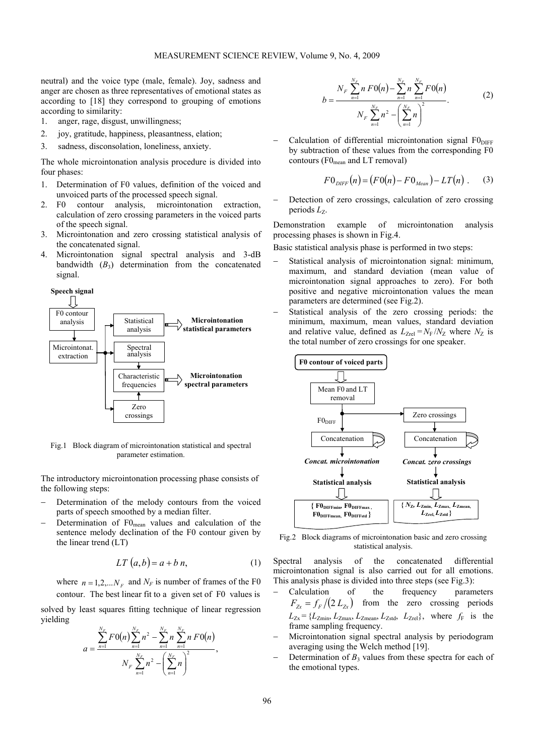neutral) and the voice type (male, female). Joy, sadness and anger are chosen as three representatives of emotional states as according to [18] they correspond to grouping of emotions according to similarity:

1. anger, rage, disgust, unwillingness;
2. joy, gratitude, happiness, pleasantness, elation;
3. sadness, disconsolation, loneliness, anxiety.

The whole microintonation analysis procedure is divided into four phases:

1. Determination of F0 values, definition of the voiced and unvoiced parts of the processed speech signal.
2. F0 contour analysis, microintonation extraction, calculation of zero crossing parameters in the voiced parts of the speech signal.
3. Microintonation and zero crossing statistical analysis of the concatenated signal.
4. Microintonation signal spectral analysis and 3-dB bandwidth ($B_3$) determination from the concatenated signal.

Fig.1 Block diagram of microintonation statistical and spectral parameter estimation.

The introductory microintonation processing phase consists of the following steps:

- Determination of the melody contours from the voiced parts of speech smoothed by a median filter.
- Determination of $F0_{mean}$ values and calculation of the sentence melody declination of the F0 contour given by the linear trend (LT)

$$LT\,(a,b) = a + b\,n, \tag{1}$$

where $n = 1,2,...N_F$ and $N_F$ is number of frames of the F0 contour. The best linear fit to a given set of F0 values is solved by least squares fitting technique of linear regression yielding

$$a = \frac{\sum_{n=1}^{N_F} F0(n) \sum_{n=1}^{N_F} n^2 - \sum_{n=1}^{N_F} n \sum_{n=1}^{N_F} n\,F0(n)}{N_F \sum_{n=1}^{N_F} n^2 - \left( \sum_{n=1}^{N_F} n \right)^2},$$

$$b = \frac{N_F \sum_{n=1}^{N_F} n\,F0(n) - \sum_{n=1}^{N_F} n \sum_{n=1}^{N_F} F0(n)}{N_F \sum_{n=1}^{N_F} n^2 - \left( \sum_{n=1}^{N_F} n \right)^2}. \tag{2}$$

- Calculation of differential microintonation signal $F0_{DIFF}$ by subtraction of these values from the corresponding F0 contours ($F0_{mean}$ and LT removal)

$$F0_{DIFF}(n) = \left(F0(n) - F0_{Mean}\right) - LT(n)\,. \tag{3}$$

- Detection of zero crossings, calculation of zero crossing periods $L_Z$.

Demonstration example of microintonation analysis processing phases is shown in Fig.4.

Basic statistical analysis phase is performed in two steps:

- Statistical analysis of microintonation signal: minimum, maximum, and standard deviation (mean value of microintonation signal approaches to zero). For both positive and negative microintonation values the mean parameters are determined (see Fig.2).
- Statistical analysis of the zero crossing periods: the minimum, maximum, mean values, standard deviation and relative value, defined as $L_{Zrel} = N_F / N_Z$ where $N_Z$ is the total number of zero crossings for one speaker.

Fig.2 Block diagrams of microintonation basic and zero crossing statistical analysis.

Spectral analysis of the concatenated differential microintonation signal is also carried out for all emotions. This analysis phase is divided into three steps (see Fig.3):

- Calculation of the frequency parameters $F_{Zx} = f_F / (2\,L_{Zx})$ from the zero crossing periods $L_{Zx} = \{L_{Zmin}, L_{Zmax}, L_{Zmean}, L_{Zstd}, L_{Zrel}\}$, where $f_F$ is the frame sampling frequency.
- Microintonation signal spectral analysis by periodogram averaging using the Welch method [19].
- Determination of $B_3$ values from these spectra for each of the emotional types.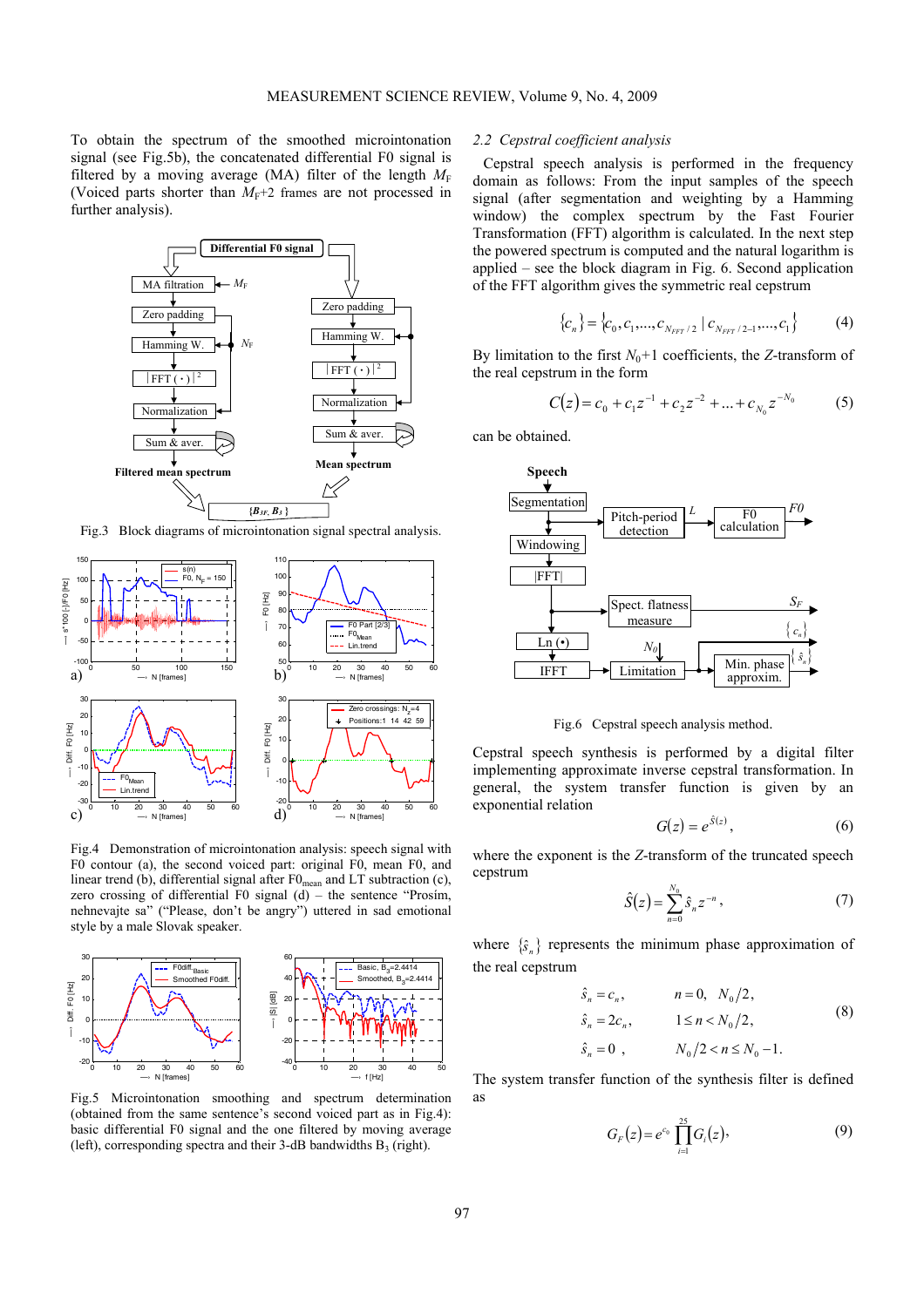To obtain the spectrum of the smoothed microintonation signal (see Fig.5b), the concatenated differential F0 signal is filtered by a moving average (MA) filter of the length $M_F$ (Voiced parts shorter than $M_F$+2 frames are not processed in further analysis).

Fig.3 Block diagrams of microintonation signal spectral analysis.

Fig.4 Demonstration of microintonation analysis: speech signal with F0 contour (a), the second voiced part: original F0, mean F0, and linear trend (b), differential signal after $F0_{mean}$ and LT subtraction (c), zero crossing of differential F0 signal (d) – the sentence "Prosím, nehnevajte sa" ("Please, don't be angry") uttered in sad emotional style by a male Slovak speaker.

Fig.5 Microintonation smoothing and spectrum determination (obtained from the same sentence's second voiced part as in Fig.4): basic differential F0 signal and the one filtered by moving average (left), corresponding spectra and their 3-dB bandwidths $B_3$ (right).

## 2.2 Cepstral coefficient analysis

Cepstral speech analysis is performed in the frequency domain as follows: From the input samples of the speech signal (after segmentation and weighting by a Hamming window) the complex spectrum by the Fast Fourier Transformation (FFT) algorithm is calculated. In the next step the powered spectrum is computed and the natural logarithm is applied – see the block diagram in Fig. 6. Second application of the FFT algorithm gives the symmetric real cepstrum

$$\{c_n\} = \{c_0, c_1, ..., c_{N_{FFT}/2} \mid c_{N_{FFT}/2-1}, ..., c_1\} \tag{4}$$

By limitation to the first $N_0$+1 coefficients, the *Z*-transform of the real cepstrum in the form

$$C(z) = c_0 + c_1 z^{-1} + c_2 z^{-2} + ... + c_{N_0} z^{-N_0} \tag{5}$$

can be obtained.

Fig.6 Cepstral speech analysis method.

Cepstral speech synthesis is performed by a digital filter implementing approximate inverse cepstral transformation. In general, the system transfer function is given by an exponential relation

$$G(z) = e^{\hat{S}(z)}, \tag{6}$$

where the exponent is the *Z*-transform of the truncated speech cepstrum

$$\hat{S}(z) = \sum_{n=0}^{N_0} \hat{s}_n z^{-n}, \tag{7}$$

where $\{\hat{s}_n\}$ represents the minimum phase approximation of the real cepstrum

$$\begin{aligned} \hat{s}_n &= c_n, & n &= 0,\ N_0/2, \\ \hat{s}_n &= 2c_n, & 1 &\le n < N_0/2, \\ \hat{s}_n &= 0\ , & N_0/2 &< n \le N_0 - 1. \end{aligned} \tag{8}$$

The system transfer function of the synthesis filter is defined as

$$G_F(z) = e^{c_0} \prod_{i=1}^{25} G_i(z), \tag{9}$$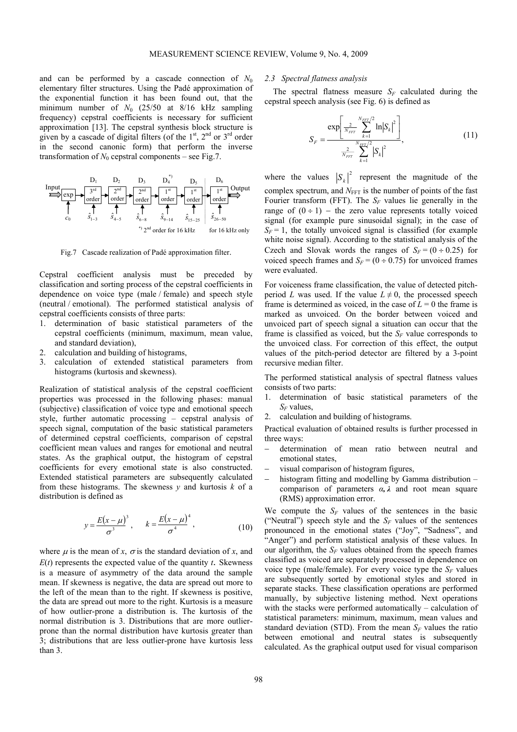and can be performed by a cascade connection of $N_0$ elementary filter structures. Using the Padé approximation of the exponential function it has been found out, that the minimum number of $N_0$ (25/50 at 8/16 kHz sampling frequency) cepstral coefficients is necessary for sufficient approximation [13]. The cepstral synthesis block structure is given by a cascade of digital filters (of the 1st, 2nd or 3rd order in the second canonic form) that perform the inverse transformation of $N_0$ cepstral components – see Fig.7.

Fig.7 Cascade realization of Padé approximation filter.

Cepstral coefficient analysis must be preceded by classification and sorting process of the cepstral coefficients in dependence on voice type (male / female) and speech style (neutral / emotional). The performed statistical analysis of cepstral coefficients consists of three parts:

1. determination of basic statistical parameters of the cepstral coefficients (minimum, maximum, mean value, and standard deviation),
2. calculation and building of histograms,
3. calculation of extended statistical parameters from histograms (kurtosis and skewness).

Realization of statistical analysis of the cepstral coefficient properties was processed in the following phases: manual (subjective) classification of voice type and emotional speech style, further automatic processing – cepstral analysis of speech signal, computation of the basic statistical parameters of determined cepstral coefficients, comparison of cepstral coefficient mean values and ranges for emotional and neutral states. As the graphical output, the histogram of cepstral coefficients for every emotional state is also constructed. Extended statistical parameters are subsequently calculated from these histograms. The skewness $y$ and kurtosis $k$ of a distribution is defined as

$$y = \frac{E(x-\mu)^3}{\sigma^3}, \quad k = \frac{E(x-\mu)^4}{\sigma^4}, \tag{10}$$

where $\mu$ is the mean of $x$, $\sigma$ is the standard deviation of $x$, and $E(t)$ represents the expected value of the quantity $t$. Skewness is a measure of asymmetry of the data around the sample mean. If skewness is negative, the data are spread out more to the left of the mean than to the right. If skewness is positive, the data are spread out more to the right. Kurtosis is a measure of how outlier-prone a distribution is. The kurtosis of the normal distribution is 3. Distributions that are more outlier-prone than the normal distribution have kurtosis greater than 3; distributions that are less outlier-prone have kurtosis less than 3.

### 2.3 Spectral flatness analysis

The spectral flatness measure $S_F$ calculated during the cepstral speech analysis (see Fig. 6) is defined as

$$S_F = \frac{\exp\left[\frac{2}{N_{FFT}} \sum_{k=1}^{N_{FFT}/2} \ln\left|S_k\right|^2\right]}{\frac{2}{N_{FFT}} \sum_{k=1}^{N_{FFT}/2} \left|S_k\right|^2}, \tag{11}$$

where the values $\left|S_k\right|^2$ represent the magnitude of the complex spectrum, and $N_{FFT}$ is the number of points of the fast Fourier transform (FFT). The $S_F$ values lie generally in the range of $(0 \div 1)$ – the zero value represents totally voiced signal (for example pure sinusoidal signal); in the case of $S_F = 1$, the totally unvoiced signal is classified (for example white noise signal). According to the statistical analysis of the Czech and Slovak words the ranges of $S_F = (0 \div 0.25)$ for voiced speech frames and $S_F = (0 \div 0.75)$ for unvoiced frames were evaluated.

For voiceness frame classification, the value of detected pitch-period $L$ was used. If the value $L \neq 0$, the processed speech frame is determined as voiced, in the case of $L = 0$ the frame is marked as unvoiced. On the border between voiced and unvoiced part of speech signal a situation can occur that the frame is classified as voiced, but the $S_F$ value corresponds to the unvoiced class. For correction of this effect, the output values of the pitch-period detector are filtered by a 3-point recursive median filter.

The performed statistical analysis of spectral flatness values consists of two parts:

1. determination of basic statistical parameters of the $S_F$ values,
2. calculation and building of histograms.

Practical evaluation of obtained results is further processed in three ways:

- determination of mean ratio between neutral and emotional states,
- visual comparison of histogram figures,
- histogram fitting and modelling by Gamma distribution – comparison of parameters $\alpha, \lambda$ and root mean square (RMS) approximation error.

We compute the $S_F$ values of the sentences in the basic ("Neutral") speech style and the $S_F$ values of the sentences pronounced in the emotional states ("Joy", "Sadness", and "Anger") and perform statistical analysis of these values. In our algorithm, the $S_F$ values obtained from the speech frames classified as voiced are separately processed in dependence on voice type (male/female). For every voice type the $S_F$ values are subsequently sorted by emotional styles and stored in separate stacks. These classification operations are performed manually, by subjective listening method. Next operations with the stacks were performed automatically – calculation of statistical parameters: minimum, maximum, mean values and standard deviation (STD). From the mean $S_F$ values the ratio between emotional and neutral states is subsequently calculated. As the graphical output used for visual comparison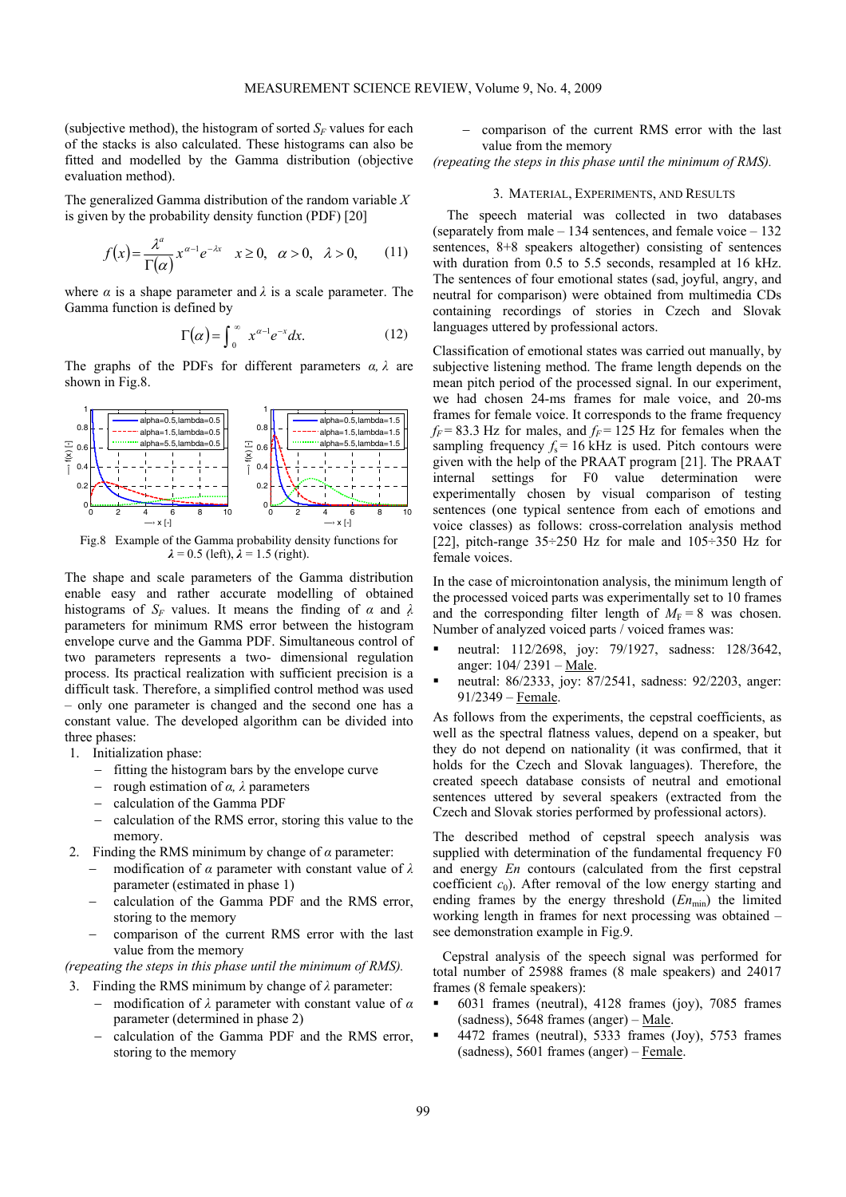(subjective method), the histogram of sorted $S_F$ values for each of the stacks is also calculated. These histograms can also be fitted and modelled by the Gamma distribution (objective evaluation method).

The generalized Gamma distribution of the random variable $X$ is given by the probability density function (PDF) [20]

$$f(x) = \frac{\lambda^{\alpha}}{\Gamma(\alpha)} x^{\alpha-1} e^{-\lambda x} \quad x \geq 0, \quad \alpha > 0, \quad \lambda > 0, \qquad (11)$$

where $\alpha$ is a shape parameter and $\lambda$ is a scale parameter. The Gamma function is defined by

$$\Gamma(\alpha) = \int_0^{\infty} x^{\alpha-1} e^{-x} dx. \qquad (12)$$

The graphs of the PDFs for different parameters $\alpha$, $\lambda$ are shown in Fig.8.

Fig.8 Example of the Gamma probability density functions for $\lambda = 0.5$ (left), $\lambda = 1.5$ (right).

The shape and scale parameters of the Gamma distribution enable easy and rather accurate modelling of obtained histograms of $S_F$ values. It means the finding of $\alpha$ and $\lambda$ parameters for minimum RMS error between the histogram envelope curve and the Gamma PDF. Simultaneous control of two parameters represents a two- dimensional regulation process. Its practical realization with sufficient precision is a difficult task. Therefore, a simplified control method was used – only one parameter is changed and the second one has a constant value. The developed algorithm can be divided into three phases:

1. Initialization phase:
   - fitting the histogram bars by the envelope curve
   - rough estimation of $\alpha$, $\lambda$ parameters
   - calculation of the Gamma PDF
   - calculation of the RMS error, storing this value to the memory.
2. Finding the RMS minimum by change of $\alpha$ parameter:
   - modification of $\alpha$ parameter with constant value of $\lambda$ parameter (estimated in phase 1)
   - calculation of the Gamma PDF and the RMS error, storing to the memory
   - comparison of the current RMS error with the last value from the memory

*(repeating the steps in this phase until the minimum of RMS).*

3. Finding the RMS minimum by change of $\lambda$ parameter:
   - modification of $\lambda$ parameter with constant value of $\alpha$ parameter (determined in phase 2)
   - calculation of the Gamma PDF and the RMS error, storing to the memory
   - comparison of the current RMS error with the last value from the memory

*(repeating the steps in this phase until the minimum of RMS).*

## 3. Material, Experiments, and Results

The speech material was collected in two databases (separately from male – 134 sentences, and female voice – 132 sentences, 8+8 speakers altogether) consisting of sentences with duration from 0.5 to 5.5 seconds, resampled at 16 kHz. The sentences of four emotional states (sad, joyful, angry, and neutral for comparison) were obtained from multimedia CDs containing recordings of stories in Czech and Slovak languages uttered by professional actors.

Classification of emotional states was carried out manually, by subjective listening method. The frame length depends on the mean pitch period of the processed signal. In our experiment, we had chosen 24-ms frames for male voice, and 20-ms frames for female voice. It corresponds to the frame frequency $f_F = 83.3$ Hz for males, and $f_F = 125$ Hz for females when the sampling frequency $f_s = 16$ kHz is used. Pitch contours were given with the help of the PRAAT program [21]. The PRAAT internal settings for F0 value determination were experimentally chosen by visual comparison of testing sentences (one typical sentence from each of emotions and voice classes) as follows: cross-correlation analysis method [22], pitch-range 35÷250 Hz for male and 105÷350 Hz for female voices.

In the case of microintonation analysis, the minimum length of the processed voiced parts was experimentally set to 10 frames and the corresponding filter length of $M_F = 8$ was chosen. Number of analyzed voiced parts / voiced frames was:

- neutral: 112/2698, joy: 79/1927, sadness: 128/3642, anger: 104/ 2391 – Male.
- neutral: 86/2333, joy: 87/2541, sadness: 92/2203, anger: 91/2349 – Female.

As follows from the experiments, the cepstral coefficients, as well as the spectral flatness values, depend on a speaker, but they do not depend on nationality (it was confirmed, that it holds for the Czech and Slovak languages). Therefore, the created speech database consists of neutral and emotional sentences uttered by several speakers (extracted from the Czech and Slovak stories performed by professional actors).

The described method of cepstral speech analysis was supplied with determination of the fundamental frequency F0 and energy $En$ contours (calculated from the first cepstral coefficient $c_0$). After removal of the low energy starting and ending frames by the energy threshold ($En_{min}$) the limited working length in frames for next processing was obtained – see demonstration example in Fig.9.

Cepstral analysis of the speech signal was performed for total number of 25988 frames (8 male speakers) and 24017 frames (8 female speakers):

- 6031 frames (neutral), 4128 frames (joy), 7085 frames (sadness), 5648 frames (anger) – Male.
- 4472 frames (neutral), 5333 frames (Joy), 5753 frames (sadness), 5601 frames (anger) – Female.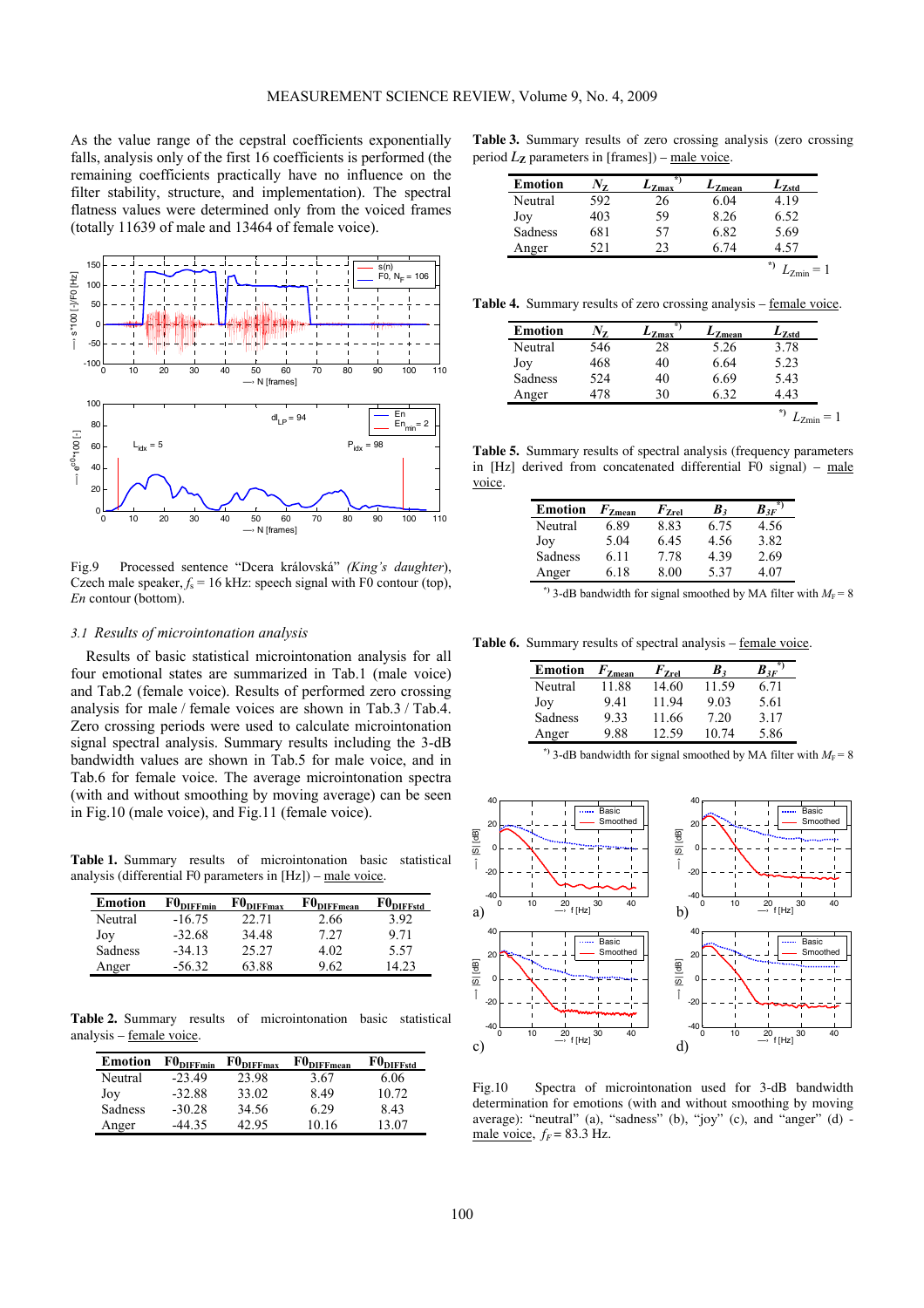As the value range of the cepstral coefficients exponentially falls, analysis only of the first 16 coefficients is performed (the remaining coefficients practically have no influence on the filter stability, structure, and implementation). The spectral flatness values were determined only from the voiced frames (totally 11639 of male and 13464 of female voice).

Fig.9 Processed sentence "Dcera královská" *(King's daughter)*, Czech male speaker, $f_s$ = 16 kHz: speech signal with F0 contour (top), *En* contour (bottom).

*3.1 Results of microintonation analysis*

Results of basic statistical microintonation analysis for all four emotional states are summarized in Tab.1 (male voice) and Tab.2 (female voice). Results of performed zero crossing analysis for male / female voices are shown in Tab.3 / Tab.4. Zero crossing periods were used to calculate microintonation signal spectral analysis. Summary results including the 3-dB bandwidth values are shown in Tab.5 for male voice, and in Tab.6 for female voice. The average microintonation spectra (with and without smoothing by moving average) can be seen in Fig.10 (male voice), and Fig.11 (female voice).

**Table 1.** Summary results of microintonation basic statistical analysis (differential F0 parameters in [Hz]) – male voice.

| Emotion | $F0_{DIFFmin}$ | $F0_{DIFFmax}$ | $F0_{DIFFmean}$ | $F0_{DIFFstd}$ |
|---|---|---|---|---|
| Neutral | -16.75 | 22.71 | 2.66 | 3.92 |
| Joy | -32.68 | 34.48 | 7.27 | 9.71 |
| Sadness | -34.13 | 25.27 | 4.02 | 5.57 |
| Anger | -56.32 | 63.88 | 9.62 | 14.23 |

**Table 2.** Summary results of microintonation basic statistical analysis – female voice.

| Emotion | $F0_{DIFFmin}$ | $F0_{DIFFmax}$ | $F0_{DIFFmean}$ | $F0_{DIFFstd}$ |
|---|---|---|---|---|
| Neutral | -23.49 | 23.98 | 3.67 | 6.06 |
| Joy | -32.88 | 33.02 | 8.49 | 10.72 |
| Sadness | -30.28 | 34.56 | 6.29 | 8.43 |
| Anger | -44.35 | 42.95 | 10.16 | 13.07 |

**Table 3.** Summary results of zero crossing analysis (zero crossing period $L_Z$ parameters in [frames]) – male voice.

| Emotion | $N_Z$ | $L_{Zmax}$ *) | $L_{Zmean}$ | $L_{Zstd}$ |
|---|---|---|---|---|
| Neutral | 592 | 26 | 6.04 | 4.19 |
| Joy | 403 | 59 | 8.26 | 6.52 |
| Sadness | 681 | 57 | 6.82 | 5.69 |
| Anger | 521 | 23 | 6.74 | 4.57 |

*) $L_{Zmin}$ = 1

**Table 4.** Summary results of zero crossing analysis – female voice.

| Emotion | $N_Z$ | $L_{Zmax}$ *) | $L_{Zmean}$ | $L_{Zstd}$ |
|---|---|---|---|---|
| Neutral | 546 | 28 | 5.26 | 3.78 |
| Joy | 468 | 40 | 6.64 | 5.23 |
| Sadness | 524 | 40 | 6.69 | 5.43 |
| Anger | 478 | 30 | 6.32 | 4.43 |

*) $L_{Zmin}$ = 1

**Table 5.** Summary results of spectral analysis (frequency parameters in [Hz] derived from concatenated differential F0 signal) – male voice.

| Emotion | $F_{Zmean}$ | $F_{Zrel}$ | $B_3$ | $B_{3F}$ *) |
|---|---|---|---|---|
| Neutral | 6.89 | 8.83 | 6.75 | 4.56 |
| Joy | 5.04 | 6.45 | 4.56 | 3.82 |
| Sadness | 6.11 | 7.78 | 4.39 | 2.69 |
| Anger | 6.18 | 8.00 | 5.37 | 4.07 |

*) 3-dB bandwidth for signal smoothed by MA filter with $M_F$ = 8

**Table 6.** Summary results of spectral analysis – female voice.

| Emotion | $F_{Zmean}$ | $F_{Zrel}$ | $B_3$ | $B_{3F}$ *) |
|---|---|---|---|---|
| Neutral | 11.88 | 14.60 | 11.59 | 6.71 |
| Joy | 9.41 | 11.94 | 9.03 | 5.61 |
| Sadness | 9.33 | 11.66 | 7.20 | 3.17 |
| Anger | 9.88 | 12.59 | 10.74 | 5.86 |

*) 3-dB bandwidth for signal smoothed by MA filter with $M_F$ = 8

Fig.10 Spectra of microintonation used for 3-dB bandwidth determination for emotions (with and without smoothing by moving average): "neutral" (a), "sadness" (b), "joy" (c), and "anger" (d) - male voice, $f_F$ = 83.3 Hz.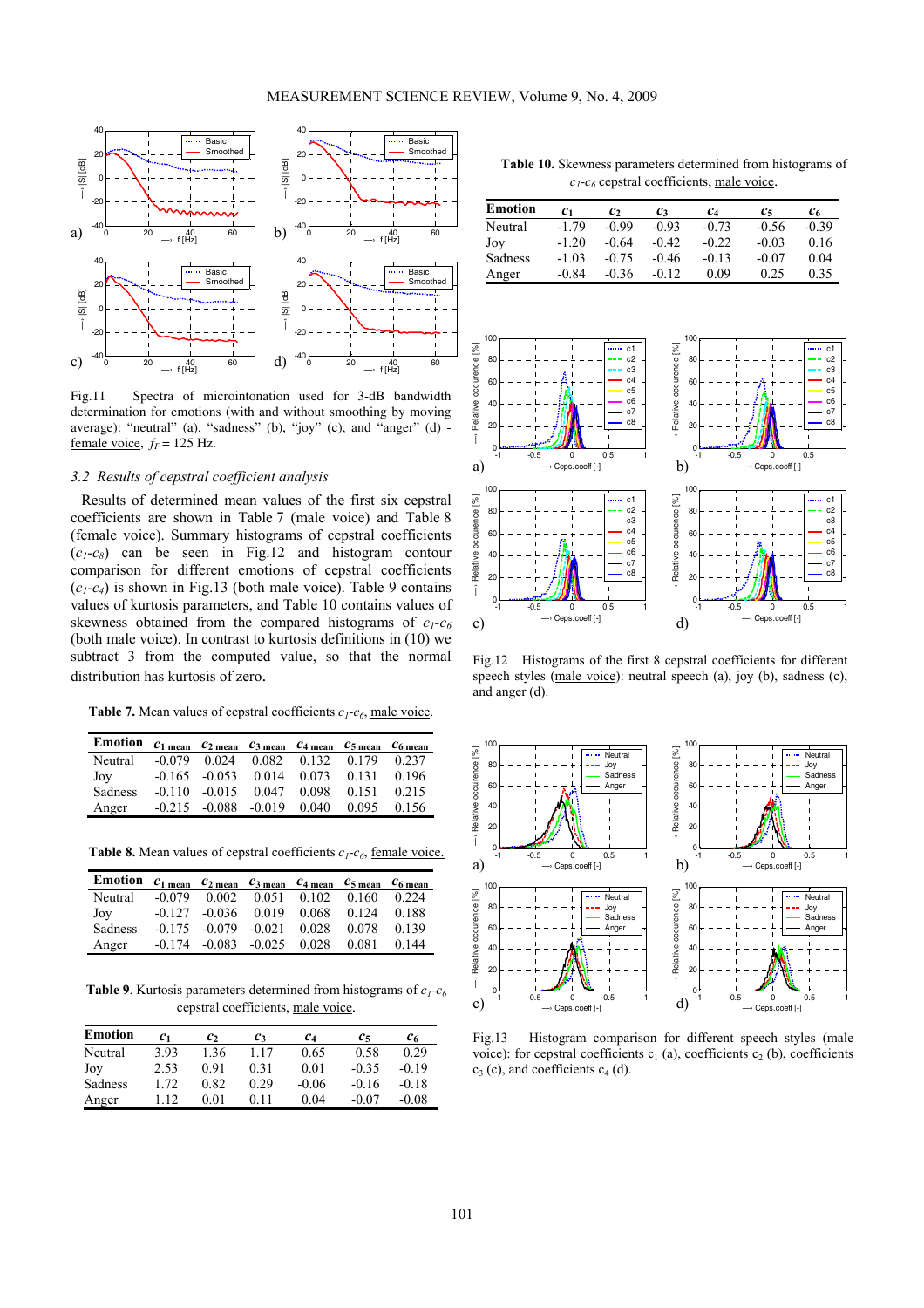Fig.11 Spectra of microintonation used for 3-dB bandwidth determination for emotions (with and without smoothing by moving average): "neutral" (a), "sadness" (b), "joy" (c), and "anger" (d) - female voice, $f_F$ = 125 Hz.

### 3.2 Results of cepstral coefficient analysis

Results of determined mean values of the first six cepstral coefficients are shown in Table 7 (male voice) and Table 8 (female voice). Summary histograms of cepstral coefficients ($c_1$-$c_8$) can be seen in Fig.12 and histogram contour comparison for different emotions of cepstral coefficients ($c_1$-$c_4$) is shown in Fig.13 (both male voice). Table 9 contains values of kurtosis parameters, and Table 10 contains values of skewness obtained from the compared histograms of $c_1$-$c_6$ (both male voice). In contrast to kurtosis definitions in (10) we subtract 3 from the computed value, so that the normal distribution has kurtosis of zero.

**Table 7.** Mean values of cepstral coefficients $c_1$-$c_6$, male voice.

| Emotion | $c_{1\ mean}$ | $c_{2\ mean}$ | $c_{3\ mean}$ | $c_{4\ mean}$ | $c_{5\ mean}$ | $c_{6\ mean}$ |
|---|---|---|---|---|---|---|
| Neutral | -0.079 | 0.024 | 0.082 | 0.132 | 0.179 | 0.237 |
| Joy | -0.165 | -0.053 | 0.014 | 0.073 | 0.131 | 0.196 |
| Sadness | -0.110 | -0.015 | 0.047 | 0.098 | 0.151 | 0.215 |
| Anger | -0.215 | -0.088 | -0.019 | 0.040 | 0.095 | 0.156 |

**Table 8.** Mean values of cepstral coefficients $c_1$-$c_6$, female voice.

| Emotion | $c_{1\ mean}$ | $c_{2\ mean}$ | $c_{3\ mean}$ | $c_{4\ mean}$ | $c_{5\ mean}$ | $c_{6\ mean}$ |
|---|---|---|---|---|---|---|
| Neutral | -0.079 | 0.002 | 0.051 | 0.102 | 0.160 | 0.224 |
| Joy | -0.127 | -0.036 | 0.019 | 0.068 | 0.124 | 0.188 |
| Sadness | -0.175 | -0.079 | -0.021 | 0.028 | 0.078 | 0.139 |
| Anger | -0.174 | -0.083 | -0.025 | 0.028 | 0.081 | 0.144 |

**Table 9.** Kurtosis parameters determined from histograms of $c_1$-$c_6$ cepstral coefficients, male voice.

| Emotion | $c_1$ | $c_2$ | $c_3$ | $c_4$ | $c_5$ | $c_6$ |
|---|---|---|---|---|---|---|
| Neutral | 3.93 | 1.36 | 1.17 | 0.65 | 0.58 | 0.29 |
| Joy | 2.53 | 0.91 | 0.31 | 0.01 | -0.35 | -0.19 |
| Sadness | 1.72 | 0.82 | 0.29 | -0.06 | -0.16 | -0.18 |
| Anger | 1.12 | 0.01 | 0.11 | 0.04 | -0.07 | -0.08 |

**Table 10.** Skewness parameters determined from histograms of $c_1$-$c_6$ cepstral coefficients, male voice.

| Emotion | $c_1$ | $c_2$ | $c_3$ | $c_4$ | $c_5$ | $c_6$ |
|---|---|---|---|---|---|---|
| Neutral | -1.79 | -0.99 | -0.93 | -0.73 | -0.56 | -0.39 |
| Joy | -1.20 | -0.64 | -0.42 | -0.22 | -0.03 | 0.16 |
| Sadness | -1.03 | -0.75 | -0.46 | -0.13 | -0.07 | 0.04 |
| Anger | -0.84 | -0.36 | -0.12 | 0.09 | 0.25 | 0.35 |

Fig.12 Histograms of the first 8 cepstral coefficients for different speech styles (male voice): neutral speech (a), joy (b), sadness (c), and anger (d).

Fig.13 Histogram comparison for different speech styles (male voice): for cepstral coefficients $c_1$ (a), coefficients $c_2$ (b), coefficients $c_3$ (c), and coefficients $c_4$ (d).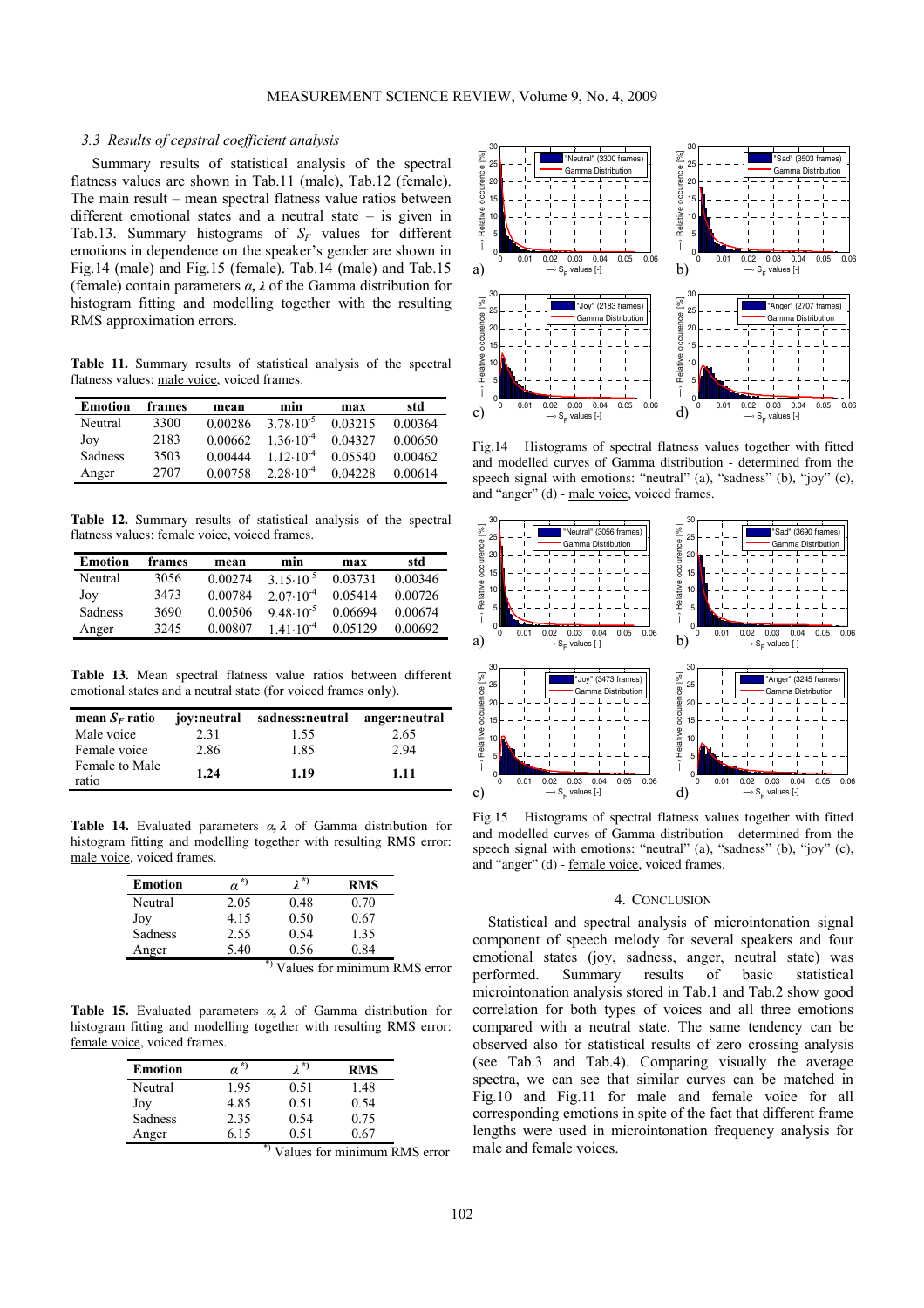### 3.3 Results of cepstral coefficient analysis

Summary results of statistical analysis of the spectral flatness values are shown in Tab.11 (male), Tab.12 (female). The main result – mean spectral flatness value ratios between different emotional states and a neutral state – is given in Tab.13. Summary histograms of $S_F$ values for different emotions in dependence on the speaker's gender are shown in Fig.14 (male) and Fig.15 (female). Tab.14 (male) and Tab.15 (female) contain parameters $\alpha$, $\lambda$ of the Gamma distribution for histogram fitting and modelling together with the resulting RMS approximation errors.

**Table 11.** Summary results of statistical analysis of the spectral flatness values: male voice, voiced frames.

| Emotion | frames | mean | min | max | std |
|---|---|---|---|---|---|
| Neutral | 3300 | 0.00286 | $3.78 \cdot 10^{-5}$ | 0.03215 | 0.00364 |
| Joy | 2183 | 0.00662 | $1.36 \cdot 10^{-4}$ | 0.04327 | 0.00650 |
| Sadness | 3503 | 0.00444 | $1.12 \cdot 10^{-4}$ | 0.05540 | 0.00462 |
| Anger | 2707 | 0.00758 | $2.28 \cdot 10^{-4}$ | 0.04228 | 0.00614 |

**Table 12.** Summary results of statistical analysis of the spectral flatness values: female voice, voiced frames.

| Emotion | frames | mean | min | max | std |
|---|---|---|---|---|---|
| Neutral | 3056 | 0.00274 | $3.15 \cdot 10^{-5}$ | 0.03731 | 0.00346 |
| Joy | 3473 | 0.00784 | $2.07 \cdot 10^{-4}$ | 0.05414 | 0.00726 |
| Sadness | 3690 | 0.00506 | $9.48 \cdot 10^{-5}$ | 0.06694 | 0.00674 |
| Anger | 3245 | 0.00807 | $1.41 \cdot 10^{-4}$ | 0.05129 | 0.00692 |

**Table 13.** Mean spectral flatness value ratios between different emotional states and a neutral state (for voiced frames only).

| mean $S_F$ ratio | joy:neutral | sadness:neutral | anger:neutral |
|---|---|---|---|
| Male voice | 2.31 | 1.55 | 2.65 |
| Female voice | 2.86 | 1.85 | 2.94 |
| Female to Male ratio | **1.24** | **1.19** | **1.11** |

**Table 14.** Evaluated parameters $\alpha$, $\lambda$ of Gamma distribution for histogram fitting and modelling together with resulting RMS error: male voice, voiced frames.

| Emotion | $\alpha^{*)}$ | $\lambda^{*)}$ | RMS |
|---|---|---|---|
| Neutral | 2.05 | 0.48 | 0.70 |
| Joy | 4.15 | 0.50 | 0.67 |
| Sadness | 2.55 | 0.54 | 1.35 |
| Anger | 5.40 | 0.56 | 0.84 |

*) Values for minimum RMS error

**Table 15.** Evaluated parameters $\alpha$, $\lambda$ of Gamma distribution for histogram fitting and modelling together with resulting RMS error: female voice, voiced frames.

| Emotion | $\alpha^{*)}$ | $\lambda^{*)}$ | RMS |
|---|---|---|---|
| Neutral | 1.95 | 0.51 | 1.48 |
| Joy | 4.85 | 0.51 | 0.54 |
| Sadness | 2.35 | 0.54 | 0.75 |
| Anger | 6.15 | 0.51 | 0.67 |

*) Values for minimum RMS error

Fig.14 Histograms of spectral flatness values together with fitted and modelled curves of Gamma distribution - determined from the speech signal with emotions: "neutral" (a), "sadness" (b), "joy" (c), and "anger" (d) - male voice, voiced frames.

Fig.15 Histograms of spectral flatness values together with fitted and modelled curves of Gamma distribution - determined from the speech signal with emotions: "neutral" (a), "sadness" (b), "joy" (c), and "anger" (d) - female voice, voiced frames.

## 4. CONCLUSION

Statistical and spectral analysis of microintonation signal component of speech melody for several speakers and four emotional states (joy, sadness, anger, neutral state) was performed. Summary results of basic statistical microintonation analysis stored in Tab.1 and Tab.2 show good correlation for both types of voices and all three emotions compared with a neutral state. The same tendency can be observed also for statistical results of zero crossing analysis (see Tab.3 and Tab.4). Comparing visually the average spectra, we can see that similar curves can be matched in Fig.10 and Fig.11 for male and female voice for all corresponding emotions in spite of the fact that different frame lengths were used in microintonation frequency analysis for male and female voices.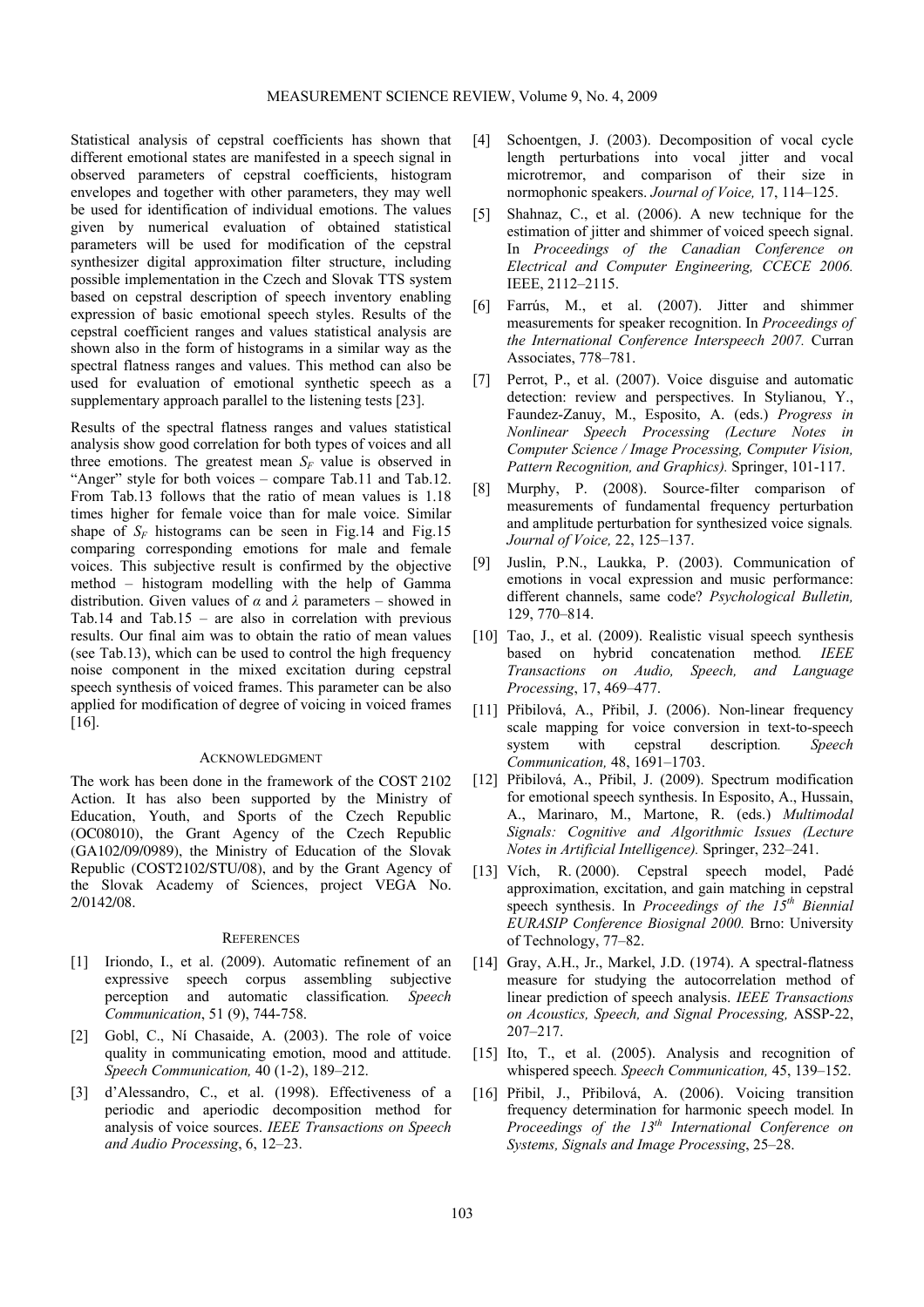Statistical analysis of cepstral coefficients has shown that different emotional states are manifested in a speech signal in observed parameters of cepstral coefficients, histogram envelopes and together with other parameters, they may well be used for identification of individual emotions. The values given by numerical evaluation of obtained statistical parameters will be used for modification of the cepstral synthesizer digital approximation filter structure, including possible implementation in the Czech and Slovak TTS system based on cepstral description of speech inventory enabling expression of basic emotional speech styles. Results of the cepstral coefficient ranges and values statistical analysis are shown also in the form of histograms in a similar way as the spectral flatness ranges and values. This method can also be used for evaluation of emotional synthetic speech as a supplementary approach parallel to the listening tests [23].

Results of the spectral flatness ranges and values statistical analysis show good correlation for both types of voices and all three emotions. The greatest mean $S_F$ value is observed in "Anger" style for both voices – compare Tab.11 and Tab.12. From Tab.13 follows that the ratio of mean values is 1.18 times higher for female voice than for male voice. Similar shape of $S_F$ histograms can be seen in Fig.14 and Fig.15 comparing corresponding emotions for male and female voices. This subjective result is confirmed by the objective method – histogram modelling with the help of Gamma distribution. Given values of $\alpha$ and $\lambda$ parameters – showed in Tab.14 and Tab.15 – are also in correlation with previous results. Our final aim was to obtain the ratio of mean values (see Tab.13), which can be used to control the high frequency noise component in the mixed excitation during cepstral speech synthesis of voiced frames. This parameter can be also applied for modification of degree of voicing in voiced frames [16].

## ACKNOWLEDGMENT

The work has been done in the framework of the COST 2102 Action. It has also been supported by the Ministry of Education, Youth, and Sports of the Czech Republic (OC08010), the Grant Agency of the Czech Republic (GA102/09/0989), the Ministry of Education of the Slovak Republic (COST2102/STU/08), and by the Grant Agency of the Slovak Academy of Sciences, project VEGA No. 2/0142/08.

## REFERENCES

[1] Iriondo, I., et al. (2009). Automatic refinement of an expressive speech corpus assembling subjective perception and automatic classification. *Speech Communication*, 51 (9), 744-758.

[2] Gobl, C., Ní Chasaide, A. (2003). The role of voice quality in communicating emotion, mood and attitude. *Speech Communication,* 40 (1-2), 189–212.

[3] d'Alessandro, C., et al. (1998). Effectiveness of a periodic and aperiodic decomposition method for analysis of voice sources. *IEEE Transactions on Speech and Audio Processing*, 6, 12–23.

[4] Schoentgen, J. (2003). Decomposition of vocal cycle length perturbations into vocal jitter and vocal microtremor, and comparison of their size in normophonic speakers. *Journal of Voice,* 17, 114–125.

[5] Shahnaz, C., et al. (2006). A new technique for the estimation of jitter and shimmer of voiced speech signal. In *Proceedings of the Canadian Conference on Electrical and Computer Engineering, CCECE 2006.* IEEE, 2112–2115.

[6] Farrús, M., et al. (2007). Jitter and shimmer measurements for speaker recognition. In *Proceedings of the International Conference Interspeech 2007.* Curran Associates, 778–781.

[7] Perrot, P., et al. (2007). Voice disguise and automatic detection: review and perspectives. In Stylianou, Y., Faundez-Zanuy, M., Esposito, A. (eds.) *Progress in Nonlinear Speech Processing (Lecture Notes in Computer Science / Image Processing, Computer Vision, Pattern Recognition, and Graphics).* Springer, 101-117.

[8] Murphy, P. (2008). Source-filter comparison of measurements of fundamental frequency perturbation and amplitude perturbation for synthesized voice signals*. Journal of Voice,* 22, 125–137.

[9] Juslin, P.N., Laukka, P. (2003). Communication of emotions in vocal expression and music performance: different channels, same code? *Psychological Bulletin,* 129, 770–814.

[10] Tao, J., et al. (2009). Realistic visual speech synthesis based on hybrid concatenation method*. IEEE Transactions on Audio, Speech, and Language Processing*, 17, 469–477.

[11] Přibilová, A., Přibil, J. (2006). Non-linear frequency scale mapping for voice conversion in text-to-speech system with cepstral description*. Speech Communication,* 48, 1691–1703.

[12] Přibilová, A., Přibil, J. (2009). Spectrum modification for emotional speech synthesis. In Esposito, A., Hussain, A., Marinaro, M., Martone, R. (eds.) *Multimodal Signals: Cognitive and Algorithmic Issues (Lecture Notes in Artificial Intelligence).* Springer, 232–241.

[13] Vích, R. (2000). Cepstral speech model, Padé approximation, excitation, and gain matching in cepstral speech synthesis. In *Proceedings of the 15th Biennial EURASIP Conference Biosignal 2000.* Brno: University of Technology, 77–82.

[14] Gray, A.H., Jr., Markel, J.D. (1974). A spectral-flatness measure for studying the autocorrelation method of linear prediction of speech analysis. *IEEE Transactions on Acoustics, Speech, and Signal Processing,* ASSP-22, 207–217.

[15] Ito, T., et al. (2005). Analysis and recognition of whispered speech*. Speech Communication,* 45, 139–152.

[16] Přibil, J., Přibilová, A. (2006). Voicing transition frequency determination for harmonic speech model*.* In *Proceedings of the 13th International Conference on Systems, Signals and Image Processing*, 25–28.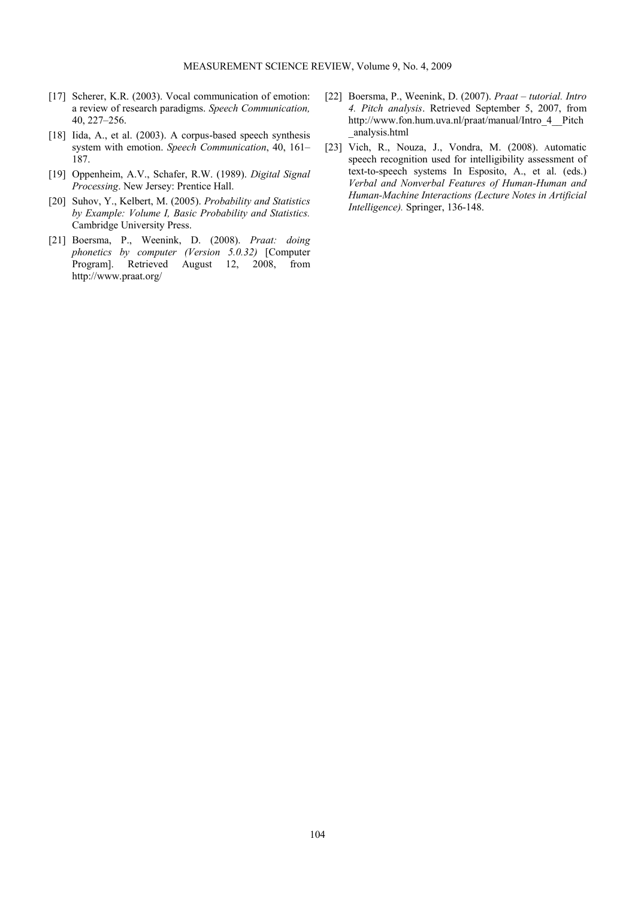[17] Scherer, K.R. (2003). Vocal communication of emotion: a review of research paradigms. *Speech Communication,* 40, 227–256.

[18] Iida, A., et al. (2003). A corpus-based speech synthesis system with emotion. *Speech Communication*, 40, 161–187.

[19] Oppenheim, A.V., Schafer, R.W. (1989). *Digital Signal Processing*. New Jersey: Prentice Hall.

[20] Suhov, Y., Kelbert, M. (2005). *Probability and Statistics by Example: Volume I, Basic Probability and Statistics.* Cambridge University Press.

[21] Boersma, P., Weenink, D. (2008). *Praat: doing phonetics by computer (Version 5.0.32)* [Computer Program]. Retrieved August 12, 2008, from http://www.praat.org/

[22] Boersma, P., Weenink, D. (2007). *Praat – tutorial. Intro 4. Pitch analysis*. Retrieved September 5, 2007, from http://www.fon.hum.uva.nl/praat/manual/Intro_4__Pitch_analysis.html

[23] Vich, R., Nouza, J., Vondra, M. (2008). Automatic speech recognition used for intelligibility assessment of text-to-speech systems In Esposito, A., et al. (eds.) *Verbal and Nonverbal Features of Human-Human and Human-Machine Interactions (Lecture Notes in Artificial Intelligence).* Springer, 136-148.